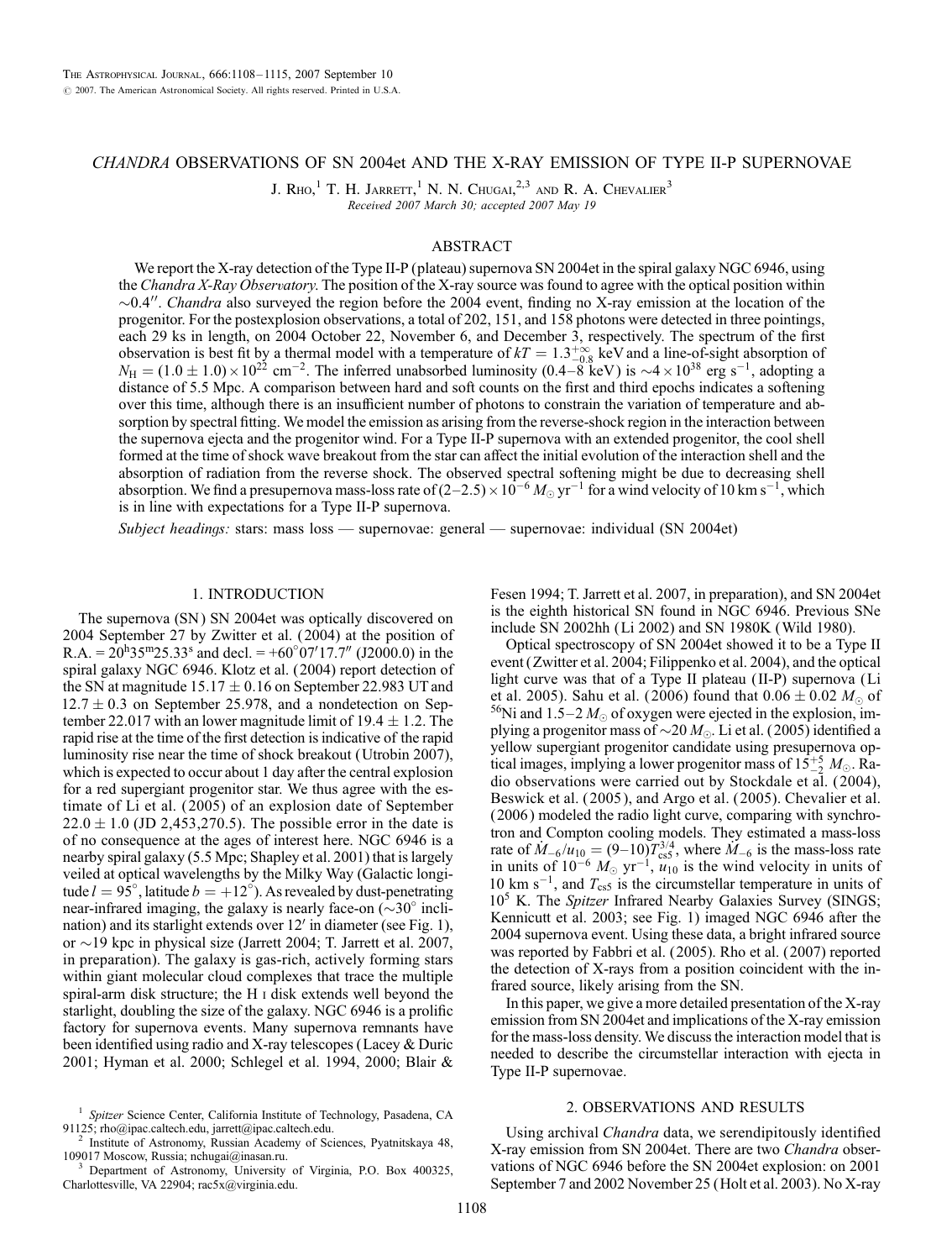# *CHANDRA* OBSERVATIONS OF SN 2004et AND THE X-RAY EMISSION OF TYPE II-P SUPERNOVAE

J. Rho,[1] T. H. Jarrett,[1] N. N. Chugai,[2,3] and R. A. Chevalier[3]

*Received 2007 March 30; accepted 2007 May 19*

## ABSTRACT

We report the X-ray detection of the Type II-P (plateau) supernova SN 2004et in the spiral galaxy NGC 6946, using the *Chandra X-Ray Observatory*. The position of the X-ray source was found to agree with the optical position within $\sim 0.4''$. *Chandra* also surveyed the region before the 2004 event, finding no X-ray emission at the location of the progenitor. For the postexplosion observations, a total of 202, 151, and 158 photons were detected in three pointings, each 29 ks in length, on 2004 October 22, November 6, and December 3, respectively. The spectrum of the first observation is best fit by a thermal model with a temperature of $kT = 1.3^{+\infty}_{-0.8}$ keV and a line-of-sight absorption of $N_{\rm H} = (1.0 \pm 1.0) \times 10^{22}$ cm$^{-2}$. The inferred unabsorbed luminosity (0.4–8 keV) is $\sim 4 \times 10^{38}$ erg s$^{-1}$, adopting a distance of 5.5 Mpc. A comparison between hard and soft counts on the first and third epochs indicates a softening over this time, although there is an insufficient number of photons to constrain the variation of temperature and absorption by spectral fitting. We model the emission as arising from the reverse-shock region in the interaction between the supernova ejecta and the progenitor wind. For a Type II-P supernova with an extended progenitor, the cool shell formed at the time of shock wave breakout from the star can affect the initial evolution of the interaction shell and the absorption of radiation from the reverse shock. The observed spectral softening might be due to decreasing shell absorption. We find a presupernova mass-loss rate of $(2\text{–}2.5) \times 10^{-6}\ M_\odot$ yr$^{-1}$ for a wind velocity of 10 km s$^{-1}$, which is in line with expectations for a Type II-P supernova.

*Subject headings:* stars: mass loss — supernovae: general — supernovae: individual (SN 2004et)

## 1. INTRODUCTION

The supernova (SN) SN 2004et was optically discovered on 2004 September 27 by Zwitter et al. (2004) at the position of R.A. = $20^{\rm h}35^{\rm m}25.33^{\rm s}$ and decl. = $+60°07'17.7''$ (J2000.0) in the spiral galaxy NGC 6946. Klotz et al. (2004) report detection of the SN at magnitude $15.17 \pm 0.16$ on September 22.983 UT and $12.7 \pm 0.3$ on September 25.978, and a nondetection on September 22.017 with an lower magnitude limit of $19.4 \pm 1.2$. The rapid rise at the time of the first detection is indicative of the rapid luminosity rise near the time of shock breakout (Utrobin 2007), which is expected to occur about 1 day after the central explosion for a red supergiant progenitor star. We thus agree with the estimate of Li et al. (2005) of an explosion date of September $22.0 \pm 1.0$ (JD 2,453,270.5). The possible error in the date is of no consequence at the ages of interest here. NGC 6946 is a nearby spiral galaxy (5.5 Mpc; Shapley et al. 2001) that is largely veiled at optical wavelengths by the Milky Way (Galactic longitude $l = 95°$, latitude $b = +12°$). As revealed by dust-penetrating near-infrared imaging, the galaxy is nearly face-on ($\sim 30°$ inclination) and its starlight extends over $12'$ in diameter (see Fig. 1), or $\sim 19$ kpc in physical size (Jarrett 2004; T. Jarrett et al. 2007, in preparation). The galaxy is gas-rich, actively forming stars within giant molecular cloud complexes that trace the multiple spiral-arm disk structure; the H I disk extends well beyond the starlight, doubling the size of the galaxy. NGC 6946 is a prolific factory for supernova events. Many supernova remnants have been identified using radio and X-ray telescopes (Lacey & Duric 2001; Hyman et al. 2000; Schlegel et al. 1994, 2000; Blair & Fesen 1994; T. Jarrett et al. 2007, in preparation), and SN 2004et is the eighth historical SN found in NGC 6946. Previous SNe include SN 2002hh (Li 2002) and SN 1980K (Wild 1980).

Optical spectroscopy of SN 2004et showed it to be a Type II event (Zwitter et al. 2004; Filippenko et al. 2004), and the optical light curve was that of a Type II plateau (II-P) supernova (Li et al. 2005). Sahu et al. (2006) found that $0.06 \pm 0.02\ M_\odot$ of $^{56}$Ni and 1.5–2 $M_\odot$ of oxygen were ejected in the explosion, implying a progenitor mass of $\sim 20\ M_\odot$. Li et al. (2005) identified a yellow supergiant progenitor candidate using presupernova optical images, implying a lower progenitor mass of $15^{+5}_{-2}\ M_\odot$. Radio observations were carried out by Stockdale et al. (2004), Beswick et al. (2005), and Argo et al. (2005). Chevalier et al. (2006) modeled the radio light curve, comparing with synchrotron and Compton cooling models. They estimated a mass-loss rate of $\dot{M}_{-6}/u_{10} = (9\text{–}10)T_{\rm cs5}^{3/4}$, where $\dot{M}_{-6}$ is the mass-loss rate in units of $10^{-6}\ M_\odot$ yr$^{-1}$, $u_{10}$ is the wind velocity in units of 10 km s$^{-1}$, and $T_{\rm cs5}$ is the circumstellar temperature in units of $10^5$ K. The *Spitzer* Infrared Nearby Galaxies Survey (SINGS; Kennicutt et al. 2003; see Fig. 1) imaged NGC 6946 after the 2004 supernova event. Using these data, a bright infrared source was reported by Fabbri et al. (2005). Rho et al. (2007) reported the detection of X-rays from a position coincident with the infrared source, likely arising from the SN.

In this paper, we give a more detailed presentation of the X-ray emission from SN 2004et and implications of the X-ray emission for the mass-loss density. We discuss the interaction model that is needed to describe the circumstellar interaction with ejecta in Type II-P supernovae.

## 2. OBSERVATIONS AND RESULTS

Using archival *Chandra* data, we serendipitously identified X-ray emission from SN 2004et. There are two *Chandra* observations of NGC 6946 before the SN 2004et explosion: on 2001 September 7 and 2002 November 25 (Holt et al. 2003). No X-ray

---

[1] *Spitzer* Science Center, California Institute of Technology, Pasadena, CA 91125; rho@ipac.caltech.edu, jarrett@ipac.caltech.edu.

[2] Institute of Astronomy, Russian Academy of Sciences, Pyatnitskaya 48, 109017 Moscow, Russia; nchugai@inasan.ru.

[3] Department of Astronomy, University of Virginia, P.O. Box 400325, Charlottesville, VA 22904; rac5x@virginia.edu.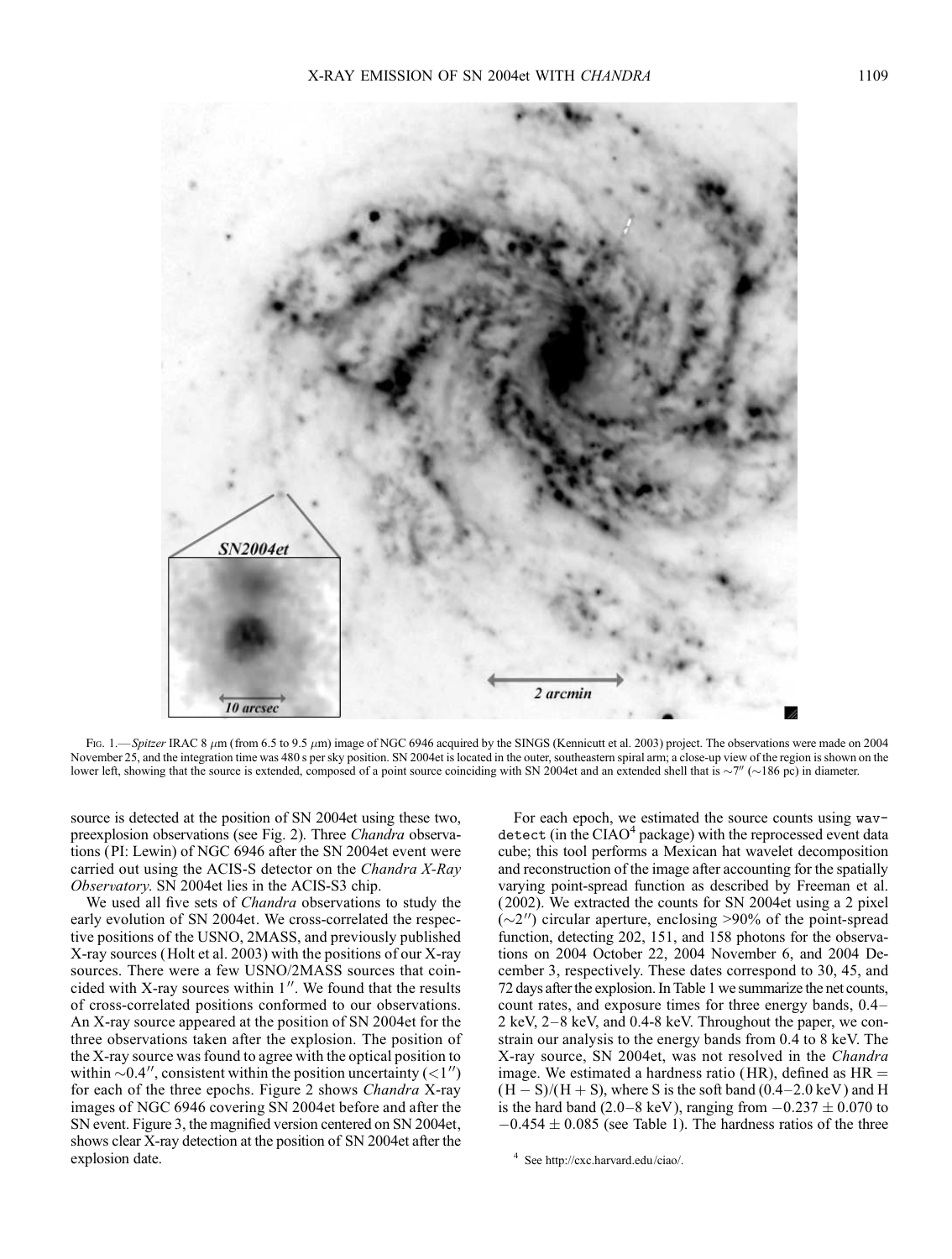FIG. 1.— *Spitzer* IRAC 8 μm (from 6.5 to 9.5 μm) image of NGC 6946 acquired by the SINGS (Kennicutt et al. 2003) project. The observations were made on 2004 November 25, and the integration time was 480 s per sky position. SN 2004et is located in the outer, southeastern spiral arm; a close-up view of the region is shown on the lower left, showing that the source is extended, composed of a point source coinciding with SN 2004et and an extended shell that is ~7″ (~186 pc) in diameter.

source is detected at the position of SN 2004et using these two, preexplosion observations (see Fig. 2). Three *Chandra* observations (PI: Lewin) of NGC 6946 after the SN 2004et event were carried out using the ACIS-S detector on the *Chandra X-Ray Observatory*. SN 2004et lies in the ACIS-S3 chip.

We used all five sets of *Chandra* observations to study the early evolution of SN 2004et. We cross-correlated the respective positions of the USNO, 2MASS, and previously published X-ray sources (Holt et al. 2003) with the positions of our X-ray sources. There were a few USNO/2MASS sources that coincided with X-ray sources within 1″. We found that the results of cross-correlated positions conformed to our observations. An X-ray source appeared at the position of SN 2004et for the three observations taken after the explosion. The position of the X-ray source was found to agree with the optical position to within ~0.4″, consistent within the position uncertainty (<1″) for each of the three epochs. Figure 2 shows *Chandra* X-ray images of NGC 6946 covering SN 2004et before and after the SN event. Figure 3, the magnified version centered on SN 2004et, shows clear X-ray detection at the position of SN 2004et after the explosion date.

For each epoch, we estimated the source counts using wavdetect (in the CIAO[4] package) with the reprocessed event data cube; this tool performs a Mexican hat wavelet decomposition and reconstruction of the image after accounting for the spatially varying point-spread function as described by Freeman et al. (2002). We extracted the counts for SN 2004et using a 2 pixel (~2″) circular aperture, enclosing >90% of the point-spread function, detecting 202, 151, and 158 photons for the observations on 2004 October 22, 2004 November 6, and 2004 December 3, respectively. These dates correspond to 30, 45, and 72 days after the explosion. In Table 1 we summarize the net counts, count rates, and exposure times for three energy bands, 0.4–2 keV, 2–8 keV, and 0.4-8 keV. Throughout the paper, we constrain our analysis to the energy bands from 0.4 to 8 keV. The X-ray source, SN 2004et, was not resolved in the *Chandra* image. We estimated a hardness ratio (HR), defined as HR = (H − S)/(H + S), where S is the soft band (0.4–2.0 keV) and H is the hard band (2.0–8 keV), ranging from $-0.237 \pm 0.070$ to $-0.454 \pm 0.085$ (see Table 1). The hardness ratios of the three

[4] See http://cxc.harvard.edu/ciao/.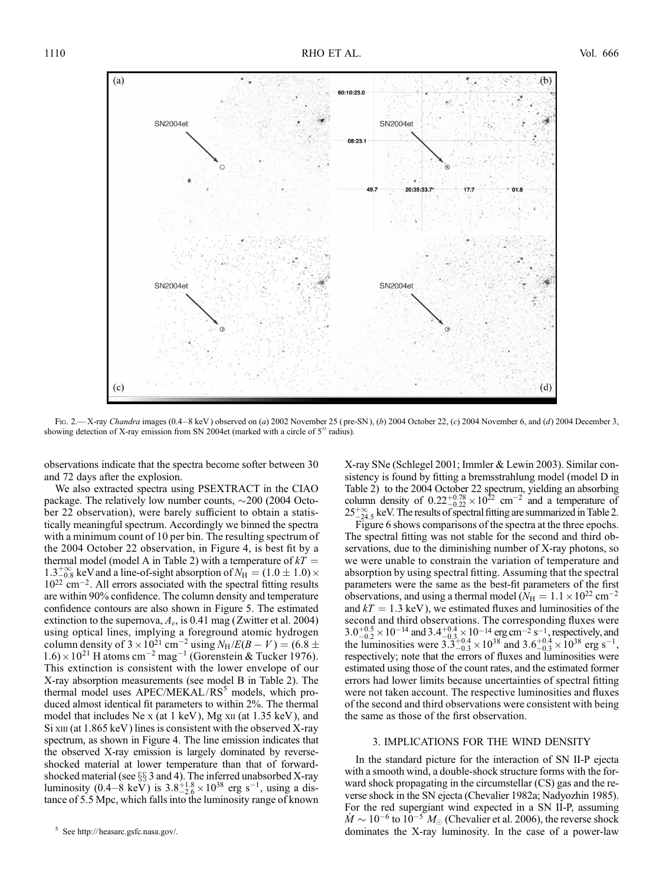Fig. 2.—X-ray *Chandra* images (0.4–8 keV) observed on (*a*) 2002 November 25 (pre-SN), (*b*) 2004 October 22, (*c*) 2004 November 6, and (*d*) 2004 December 3, showing detection of X-ray emission from SN 2004et (marked with a circle of 5″ radius).

observations indicate that the spectra become softer between 30 and 72 days after the explosion.

We also extracted spectra using PSEXTRACT in the CIAO package. The relatively low number counts, ~200 (2004 October 22 observation), were barely sufficient to obtain a statistically meaningful spectrum. Accordingly we binned the spectra with a minimum count of 10 per bin. The resulting spectrum of the 2004 October 22 observation, in Figure 4, is best fit by a thermal model (model A in Table 2) with a temperature of $kT = 1.3^{+\infty}_{-0.8}$ keV and a line-of-sight absorption of $N_{\rm H} = (1.0 \pm 1.0) \times 10^{22}$ cm$^{-2}$. All errors associated with the spectral fitting results are within 90% confidence. The column density and temperature confidence contours are also shown in Figure 5. The estimated extinction to the supernova, $A_v$, is 0.41 mag (Zwitter et al. 2004) using optical lines, implying a foreground atomic hydrogen column density of $3 \times 10^{21}$ cm$^{-2}$ using $N_{\rm H}/E(B-V) = (6.8 \pm 1.6) \times 10^{21}$ H atoms cm$^{-2}$ mag$^{-1}$ (Gorenstein & Tucker 1976). This extinction is consistent with the lower envelope of our X-ray absorption measurements (see model B in Table 2). The thermal model uses APEC/MEKAL/RS[5] models, which produced almost identical fit parameters to within 2%. The thermal model that includes Ne x (at 1 keV), Mg xii (at 1.35 keV), and Si xiii (at 1.865 keV) lines is consistent with the observed X-ray spectrum, as shown in Figure 4. The line emission indicates that the observed X-ray emission is largely dominated by reverse-shocked material at lower temperature than that of forward-shocked material (see §§ 3 and 4). The inferred unabsorbed X-ray luminosity (0.4–8 keV) is $3.8^{+1.8}_{-2.6} \times 10^{38}$ erg s$^{-1}$, using a distance of 5.5 Mpc, which falls into the luminosity range of known X-ray SNe (Schlegel 2001; Immler & Lewin 2003). Similar consistency is found by fitting a bremsstrahlung model (model D in Table 2) to the 2004 October 22 spectrum, yielding an absorbing column density of $0.22^{+0.78}_{-0.22} \times 10^{22}$ cm$^{-2}$ and a temperature of $25^{+\infty}_{-24.5}$ keV. The results of spectral fitting are summarized in Table 2.

Figure 6 shows comparisons of the spectra at the three epochs. The spectral fitting was not stable for the second and third observations, due to the diminishing number of X-ray photons, so we were unable to constrain the variation of temperature and absorption by using spectral fitting. Assuming that the spectral parameters were the same as the best-fit parameters of the first observations, and using a thermal model ($N_{\rm H} = 1.1 \times 10^{22}$ cm$^{-2}$ and $kT = 1.3$ keV), we estimated fluxes and luminosities of the second and third observations. The corresponding fluxes were $3.0^{+0.5}_{-0.2} \times 10^{-14}$ and $3.4^{+0.4}_{-0.3} \times 10^{-14}$ erg cm$^{-2}$ s$^{-1}$, respectively, and the luminosities were $3.3^{+0.4}_{-0.3} \times 10^{38}$ and $3.6^{+0.4}_{-0.3} \times 10^{38}$ erg s$^{-1}$, respectively; note that the errors of fluxes and luminosities were estimated using those of the count rates, and the estimated former errors had lower limits because uncertainties of spectral fitting were not taken account. The respective luminosities and fluxes of the second and third observations were consistent with being the same as those of the first observation.

## 3. IMPLICATIONS FOR THE WIND DENSITY

In the standard picture for the interaction of SN II-P ejecta with a smooth wind, a double-shock structure forms with the forward shock propagating in the circumstellar (CS) gas and the reverse shock in the SN ejecta (Chevalier 1982a; Nadyozhin 1985). For the red supergiant wind expected in a SN II-P, assuming $\dot{M} \sim 10^{-6}$ to $10^{-5}$ $M_\odot$ (Chevalier et al. 2006), the reverse shock dominates the X-ray luminosity. In the case of a power-law

[5] See http://heasarc.gsfc.nasa.gov/.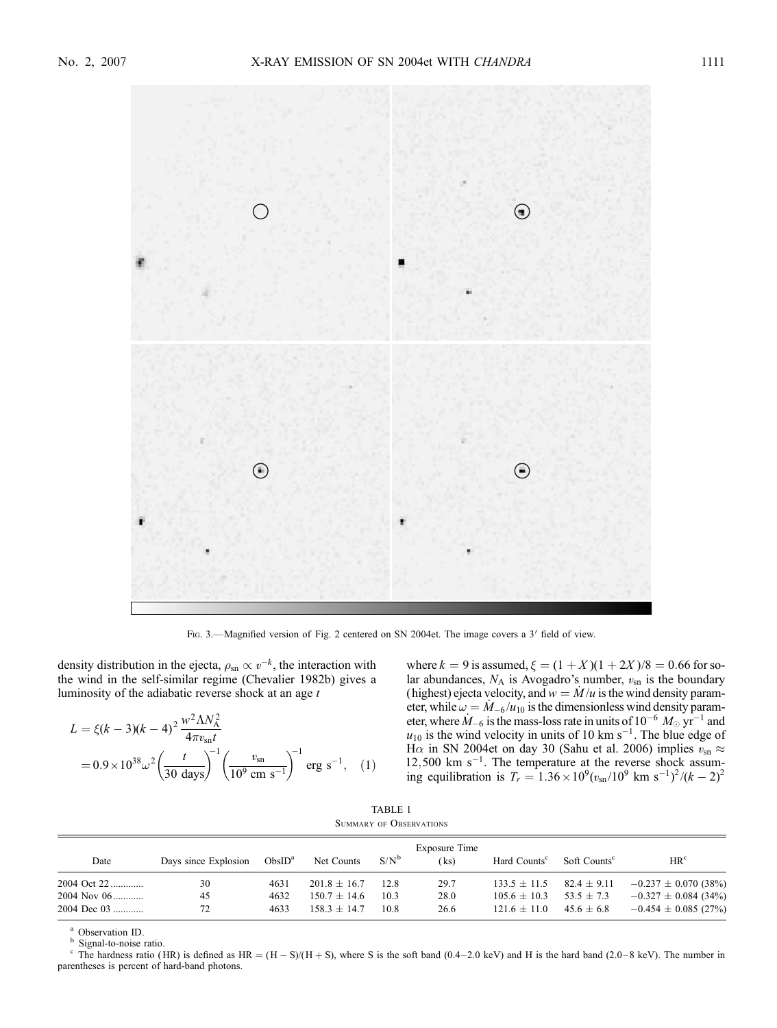FIG. 3.—Magnified version of Fig. 2 centered on SN 2004et. The image covers a 3′ field of view.

density distribution in the ejecta, $\rho_{\rm sn} \propto v^{-k}$, the interaction with the wind in the self-similar regime (Chevalier 1982b) gives a luminosity of the adiabatic reverse shock at an age $t$

$$L = \xi(k-3)(k-4)^2 \frac{w^2 \Lambda N_{\rm A}^2}{4\pi v_{\rm sn} t} = 0.9\times10^{38}\omega^2\left(\frac{t}{30 \text{ days}}\right)^{-1}\left(\frac{v_{\rm sn}}{10^9 \text{ cm s}^{-1}}\right)^{-1} \text{erg s}^{-1}, \quad (1)$$

where $k = 9$ is assumed, $\xi = (1+X)(1+2X)/8 = 0.66$ for solar abundances, $N_{\rm A}$ is Avogadro's number, $v_{\rm sn}$ is the boundary (highest) ejecta velocity, and $w = \dot{M}/u$ is the wind density parameter, while $\omega = \dot{M}_{-6}/u_{10}$ is the dimensionless wind density parameter, where $\dot{M}_{-6}$ is the mass-loss rate in units of $10^{-6}$ $M_\odot$ yr$^{-1}$ and $u_{10}$ is the wind velocity in units of 10 km s$^{-1}$. The blue edge of H$\alpha$ in SN 2004et on day 30 (Sahu et al. 2006) implies $v_{\rm sn} \approx$ 12,500 km s$^{-1}$. The temperature at the reverse shock assuming equilibration is $T_r = 1.36\times10^9(v_{\rm sn}/10^9 \text{ km s}^{-1})^2/(k-2)^2$

TABLE 1
SUMMARY OF OBSERVATIONS

| Date | Days since Explosion | ObsID[a] | Net Counts | S/N[b] | Exposure Time (ks) | Hard Counts[c] | Soft Counts[c] | HR[c] |
|---|---|---|---|---|---|---|---|---|
| 2004 Oct 22 | 30 | 4631 | 201.8 ± 16.7 | 12.8 | 29.7 | 133.5 ± 11.5 | 82.4 ± 9.11 | −0.237 ± 0.070 (38%) |
| 2004 Nov 06 | 45 | 4632 | 150.7 ± 14.6 | 10.3 | 28.0 | 105.6 ± 10.3 | 53.5 ± 7.3 | −0.327 ± 0.084 (34%) |
| 2004 Dec 03 | 72 | 4633 | 158.3 ± 14.7 | 10.8 | 26.6 | 121.6 ± 11.0 | 45.6 ± 6.8 | −0.454 ± 0.085 (27%) |

[a] Observation ID.
[b] Signal-to-noise ratio.
[c] The hardness ratio (HR) is defined as HR = (H − S)/(H + S), where S is the soft band (0.4–2.0 keV) and H is the hard band (2.0–8 keV). The number in parentheses is percent of hard-band photons.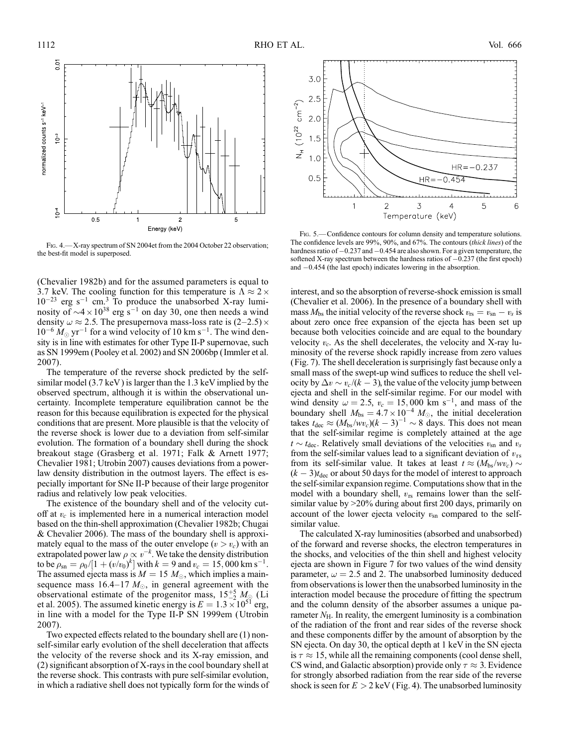Fig. 4.— X-ray spectrum of SN 2004et from the 2004 October 22 observation; the best-fit model is superposed.

Fig. 5.— Confidence contours for column density and temperature solutions. The confidence levels are 99%, 90%, and 67%. The contours (*thick lines*) of the hardness ratio of −0.237 and −0.454 are also shown. For a given temperature, the softened X-ray spectrum between the hardness ratios of −0.237 (the first epoch) and −0.454 (the last epoch) indicates lowering in the absorption.

(Chevalier 1982b) and for the assumed parameters is equal to 3.7 keV. The cooling function for this temperature is $\Lambda \approx 2 \times 10^{-23}$ erg s$^{-1}$ cm.[3] To produce the unabsorbed X-ray luminosity of $\sim 4 \times 10^{38}$ erg s$^{-1}$ on day 30, one then needs a wind density $\omega \approx 2.5$. The presupernova mass-loss rate is $(2-2.5) \times 10^{-6}\ M_{\odot}$ yr$^{-1}$ for a wind velocity of 10 km s$^{-1}$. The wind density is in line with estimates for other Type II-P supernovae, such as SN 1999em (Pooley et al. 2002) and SN 2006bp (Immler et al. 2007).

The temperature of the reverse shock predicted by the self-similar model (3.7 keV) is larger than the 1.3 keV implied by the observed spectrum, although it is within the observational uncertainty. Incomplete temperature equilibration cannot be the reason for this because equilibration is expected for the physical conditions that are present. More plausible is that the velocity of the reverse shock is lower due to a deviation from self-similar evolution. The formation of a boundary shell during the shock breakout stage (Grasberg et al. 1971; Falk & Arnett 1977; Chevalier 1981; Utrobin 2007) causes deviations from a power-law density distribution in the outmost layers. The effect is especially important for SNe II-P because of their large progenitor radius and relatively low peak velocities.

The existence of the boundary shell and of the velocity cutoff at $v_c$ is implemented here in a numerical interaction model based on the thin-shell approximation (Chevalier 1982b; Chugai & Chevalier 2006). The mass of the boundary shell is approximately equal to the mass of the outer envelope ($v > v_c$) with an extrapolated power law $\rho \propto v^{-k}$. We take the density distribution to be $\rho_{\rm sn} = \rho_0/[1 + (v/v_0)^k]$ with $k = 9$ and $v_c = 15{,}000$ km s$^{-1}$. The assumed ejecta mass is $M = 15\ M_{\odot}$, which implies a main-sequence mass 16.4–17 $M_{\odot}$, in general agreement with the observational estimate of the progenitor mass, $15^{+5}_{-2}\ M_{\odot}$ (Li et al. 2005). The assumed kinetic energy is $E = 1.3 \times 10^{51}$ erg, in line with a model for the Type II-P SN 1999em (Utrobin 2007).

Two expected effects related to the boundary shell are (1) non-self-similar early evolution of the shell deceleration that affects the velocity of the reverse shock and its X-ray emission, and (2) significant absorption of X-rays in the cool boundary shell at the reverse shock. This contrasts with pure self-similar evolution, in which a radiative shell does not typically form for the winds of interest, and so the absorption of reverse-shock emission is small (Chevalier et al. 2006). In the presence of a boundary shell with mass $M_{\rm bs}$ the initial velocity of the reverse shock $v_{\rm rs} = v_{\rm sn} - v_s$ is about zero once free expansion of the ejecta has been set up because both velocities coincide and are equal to the boundary velocity $v_c$. As the shell decelerates, the velocity and X-ray luminosity of the reverse shock rapidly increase from zero values (Fig. 7). The shell deceleration is surprisingly fast because only a small mass of the swept-up wind suffices to reduce the shell velocity by $\Delta v \sim v_c/(k-3)$, the value of the velocity jump between ejecta and shell in the self-similar regime. For our model with wind density $\omega = 2.5$, $v_c = 15{,}000$ km s$^{-1}$, and mass of the boundary shell $M_{\rm bs} = 4.7 \times 10^{-4}\ M_{\odot}$, the initial deceleration takes $t_{\rm dec} \approx (M_{\rm bs}/wv_c)(k-3)^{-1} \sim 8$ days. This does not mean that the self-similar regime is completely attained at the age $t \sim t_{\rm dec}$. Relatively small deviations of the velocities $v_{\rm sn}$ and $v_s$ from the self-similar values lead to a significant deviation of $v_{\rm rs}$ from its self-similar value. It takes at least $t \approx (M_{\rm bs}/wv_c) \sim (k-3)t_{\rm dec}$ or about 50 days for the model of interest to approach the self-similar expansion regime. Computations show that in the model with a boundary shell, $v_{\rm rs}$ remains lower than the self-similar value by >20% during about first 200 days, primarily on account of the lower ejecta velocity $v_{\rm sn}$ compared to the self-similar value.

The calculated X-ray luminosities (absorbed and unabsorbed) of the forward and reverse shocks, the electron temperatures in the shocks, and velocities of the thin shell and highest velocity ejecta are shown in Figure 7 for two values of the wind density parameter, $\omega = 2.5$ and 2. The unabsorbed luminosity deduced from observations is lower then the unabsorbed luminosity in the interaction model because the procedure of fitting the spectrum and the column density of the absorber assumes a unique parameter $N_{\rm H}$. In reality, the emergent luminosity is a combination of the radiation of the front and rear sides of the reverse shock and these components differ by the amount of absorption by the SN ejecta. On day 30, the optical depth at 1 keV in the SN ejecta is $\tau \approx 15$, while all the remaining components (cool dense shell, CS wind, and Galactic absorption) provide only $\tau \approx 3$. Evidence for strongly absorbed radiation from the rear side of the reverse shock is seen for $E > 2$ keV (Fig. 4). The unabsorbed luminosity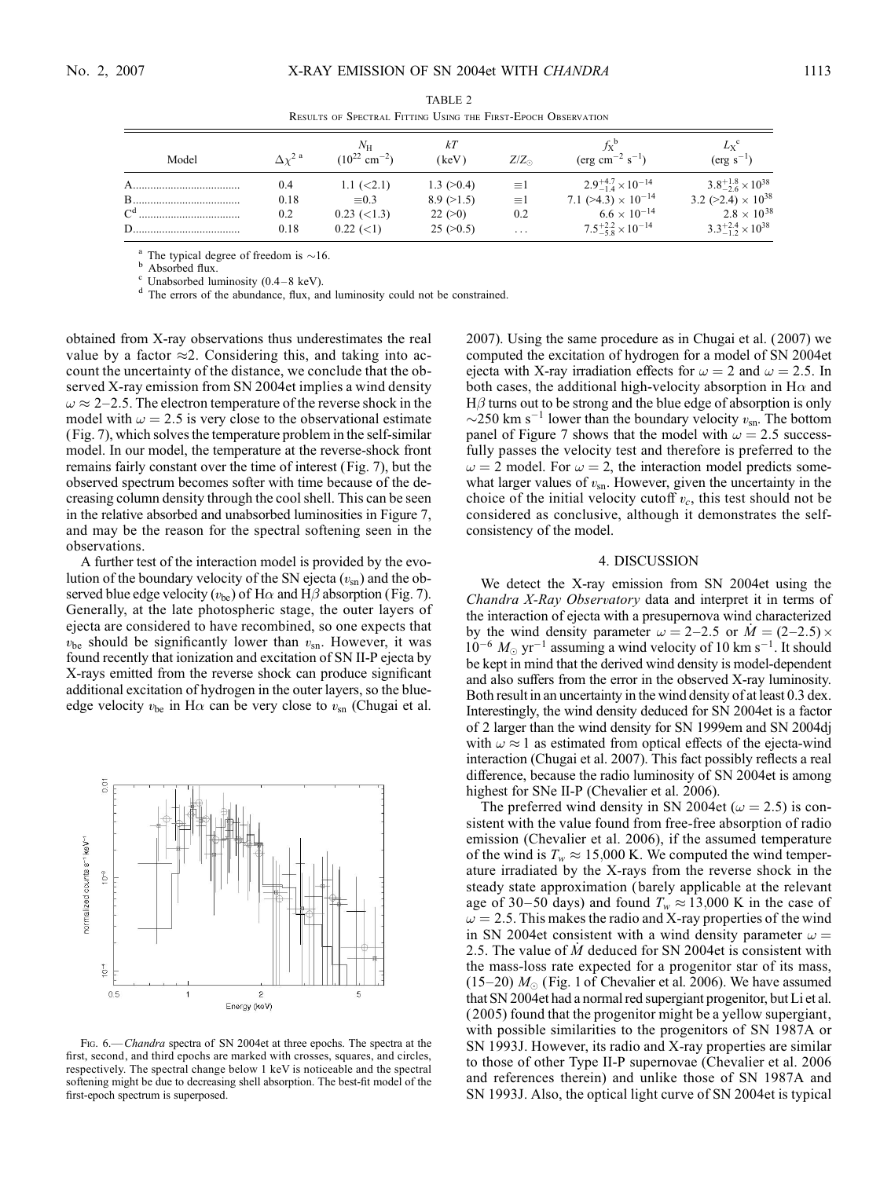TABLE 2

Results of Spectral Fitting Using the First-Epoch Observation

| Model | $\Delta\chi^2$ [a] | $N_H$ ($10^{22}$ cm$^{-2}$) | $kT$ (keV) | $Z/Z_\odot$ | $f_X$ [b] (erg cm$^{-2}$ s$^{-1}$) | $L_X$ [c] (erg s$^{-1}$) |
|---|---|---|---|---|---|---|
| A | 0.4 | 1.1 (<2.1) | 1.3 (>0.4) | ≡1 | $2.9^{+4.7}_{-1.4} \times 10^{-14}$ | $3.8^{+1.8}_{-2.6} \times 10^{38}$ |
| B | 0.18 | ≡0.3 | 8.9 (>1.5) | ≡1 | 7.1 (>4.3) $\times 10^{-14}$ | 3.2 (>2.4) $\times 10^{38}$ |
| C[d] | 0.2 | 0.23 (<1.3) | 22 (>0) | 0.2 | $6.6 \times 10^{-14}$ | $2.8 \times 10^{38}$ |
| D | 0.18 | 0.22 (<1) | 25 (>0.5) | ... | $7.5^{+2.2}_{-5.8} \times 10^{-14}$ | $3.3^{+2.4}_{-1.2} \times 10^{38}$ |

[a] The typical degree of freedom is ~16.
[b] Absorbed flux.
[c] Unabsorbed luminosity (0.4–8 keV).
[d] The errors of the abundance, flux, and luminosity could not be constrained.

obtained from X-ray observations thus underestimates the real value by a factor ≈2. Considering this, and taking into account the uncertainty of the distance, we conclude that the observed X-ray emission from SN 2004et implies a wind density $\omega \approx 2$–2.5. The electron temperature of the reverse shock in the model with $\omega = 2.5$ is very close to the observational estimate (Fig. 7), which solves the temperature problem in the self-similar model. In our model, the temperature at the reverse-shock front remains fairly constant over the time of interest (Fig. 7), but the observed spectrum becomes softer with time because of the decreasing column density through the cool shell. This can be seen in the relative absorbed and unabsorbed luminosities in Figure 7, and may be the reason for the spectral softening seen in the observations.

A further test of the interaction model is provided by the evolution of the boundary velocity of the SN ejecta ($v_{sn}$) and the observed blue edge velocity ($v_{be}$) of Hα and Hβ absorption (Fig. 7). Generally, at the late photospheric stage, the outer layers of ejecta are considered to have recombined, so one expects that $v_{be}$ should be significantly lower than $v_{sn}$. However, it was found recently that ionization and excitation of SN II-P ejecta by X-rays emitted from the reverse shock can produce significant additional excitation of hydrogen in the outer layers, so the blue-edge velocity $v_{be}$ in Hα can be very close to $v_{sn}$ (Chugai et al. 2007). Using the same procedure as in Chugai et al. (2007) we computed the excitation of hydrogen for a model of SN 2004et ejecta with X-ray irradiation effects for $\omega = 2$ and $\omega = 2.5$. In both cases, the additional high-velocity absorption in Hα and Hβ turns out to be strong and the blue edge of absorption is only ~250 km s$^{-1}$ lower than the boundary velocity $v_{sn}$. The bottom panel of Figure 7 shows that the model with $\omega = 2.5$ successfully passes the velocity test and therefore is preferred to the $\omega = 2$ model. For $\omega = 2$, the interaction model predicts somewhat larger values of $v_{sn}$. However, given the uncertainty in the choice of the initial velocity cutoff $v_c$, this test should not be considered as conclusive, although it demonstrates the self-consistency of the model.

Fig. 6.— *Chandra* spectra of SN 2004et at three epochs. The spectra at the first, second, and third epochs are marked with crosses, squares, and circles, respectively. The spectral change below 1 keV is noticeable and the spectral softening might be due to decreasing shell absorption. The best-fit model of the first-epoch spectrum is superposed.

## 4. DISCUSSION

We detect the X-ray emission from SN 2004et using the *Chandra X-Ray Observatory* data and interpret it in terms of the interaction of ejecta with a presupernova wind characterized by the wind density parameter $\omega = 2$–2.5 or $\dot{M} = (2$–$2.5) \times 10^{-6}\ M_\odot$ yr$^{-1}$ assuming a wind velocity of 10 km s$^{-1}$. It should be kept in mind that the derived wind density is model-dependent and also suffers from the error in the observed X-ray luminosity. Both result in an uncertainty in the wind density of at least 0.3 dex. Interestingly, the wind density deduced for SN 2004et is a factor of 2 larger than the wind density for SN 1999em and SN 2004dj with $\omega \approx 1$ as estimated from optical effects of the ejecta-wind interaction (Chugai et al. 2007). This fact possibly reflects a real difference, because the radio luminosity of SN 2004et is among highest for SNe II-P (Chevalier et al. 2006).

The preferred wind density in SN 2004et ($\omega = 2.5$) is consistent with the value found from free-free absorption of radio emission (Chevalier et al. 2006), if the assumed temperature of the wind is $T_w \approx 15{,}000$ K. We computed the wind temperature irradiated by the X-rays from the reverse shock in the steady state approximation (barely applicable at the relevant age of 30–50 days) and found $T_w \approx 13{,}000$ K in the case of $\omega = 2.5$. This makes the radio and X-ray properties of the wind in SN 2004et consistent with a wind density parameter $\omega = 2.5$. The value of $\dot{M}$ deduced for SN 2004et is consistent with the mass-loss rate expected for a progenitor star of its mass, (15–20) $M_\odot$ (Fig. 1 of Chevalier et al. 2006). We have assumed that SN 2004et had a normal red supergiant progenitor, but Li et al. (2005) found that the progenitor might be a yellow supergiant, with possible similarities to the progenitors of SN 1987A or SN 1993J. However, its radio and X-ray properties are similar to those of other Type II-P supernovae (Chevalier et al. 2006 and references therein) and unlike those of SN 1987A and SN 1993J. Also, the optical light curve of SN 2004et is typical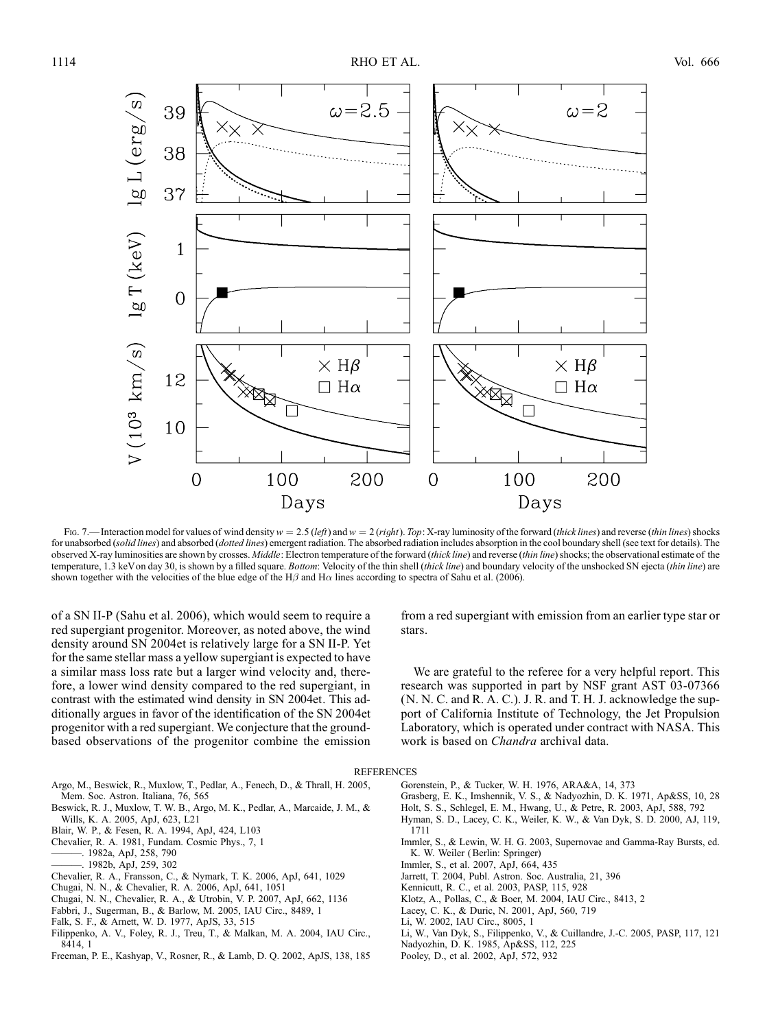Fig. 7.— Interaction model for values of wind density $w = 2.5$ (*left*) and $w = 2$ (*right*). *Top*: X-ray luminosity of the forward (*thick lines*) and reverse (*thin lines*) shocks for unabsorbed (*solid lines*) and absorbed (*dotted lines*) emergent radiation. The absorbed radiation includes absorption in the cool boundary shell (see text for details). The observed X-ray luminosities are shown by crosses. *Middle*: Electron temperature of the forward (*thick line*) and reverse (*thin line*) shocks; the observational estimate of the temperature, 1.3 keV on day 30, is shown by a filled square. *Bottom*: Velocity of the thin shell (*thick line*) and boundary velocity of the unshocked SN ejecta (*thin line*) are shown together with the velocities of the blue edge of the H$\beta$ and H$\alpha$ lines according to spectra of Sahu et al. (2006).

of a SN II-P (Sahu et al. 2006), which would seem to require a red supergiant progenitor. Moreover, as noted above, the wind density around SN 2004et is relatively large for a SN II-P. Yet for the same stellar mass a yellow supergiant is expected to have a similar mass loss rate but a larger wind velocity and, therefore, a lower wind density compared to the red supergiant, in contrast with the estimated wind density in SN 2004et. This additionally argues in favor of the identification of the SN 2004et progenitor with a red supergiant. We conjecture that the ground-based observations of the progenitor combine the emission from a red supergiant with emission from an earlier type star or stars.

We are grateful to the referee for a very helpful report. This research was supported in part by NSF grant AST 03-07366 (N. N. C. and R. A. C.). J. R. and T. H. J. acknowledge the support of California Institute of Technology, the Jet Propulsion Laboratory, which is operated under contract with NASA. This work is based on *Chandra* archival data.

## REFERENCES

- Argo, M., Beswick, R., Muxlow, T., Pedlar, A., Fenech, D., & Thrall, H. 2005, Mem. Soc. Astron. Italiana, 76, 565
- Beswick, R. J., Muxlow, T. W. B., Argo, M. K., Pedlar, A., Marcaide, J. M., & Wills, K. A. 2005, ApJ, 623, L21
- Blair, W. P., & Fesen, R. A. 1994, ApJ, 424, L103
- Chevalier, R. A. 1981, Fundam. Cosmic Phys., 7, 1
- ———. 1982a, ApJ, 258, 790
- ———. 1982b, ApJ, 259, 302
- Chevalier, R. A., Fransson, C., & Nymark, T. K. 2006, ApJ, 641, 1029
- Chugai, N. N., & Chevalier, R. A. 2006, ApJ, 641, 1051
- Chugai, N. N., Chevalier, R. A., & Utrobin, V. P. 2007, ApJ, 662, 1136
- Fabbri, J., Sugerman, B., & Barlow, M. 2005, IAU Circ., 8489, 1
- Falk, S. F., & Arnett, W. D. 1977, ApJS, 33, 515
- Filippenko, A. V., Foley, R. J., Treu, T., & Malkan, M. A. 2004, IAU Circ., 8414, 1
- Freeman, P. E., Kashyap, V., Rosner, R., & Lamb, D. Q. 2002, ApJS, 138, 185
- Gorenstein, P., & Tucker, W. H. 1976, ARA&A, 14, 373
- Grasberg, E. K., Imshennik, V. S., & Nadyozhin, D. K. 1971, Ap&SS, 10, 28
- Holt, S. S., Schlegel, E. M., Hwang, U., & Petre, R. 2003, ApJ, 588, 792
- Hyman, S. D., Lacey, C. K., Weiler, K. W., & Van Dyk, S. D. 2000, AJ, 119, 1711
- Immler, S., & Lewin, W. H. G. 2003, Supernovae and Gamma-Ray Bursts, ed. K. W. Weiler (Berlin: Springer)
- Immler, S., et al. 2007, ApJ, 664, 435
- Jarrett, T. 2004, Publ. Astron. Soc. Australia, 21, 396
- Kennicutt, R. C., et al. 2003, PASP, 115, 928
- Klotz, A., Pollas, C., & Boer, M. 2004, IAU Circ., 8413, 2
- Lacey, C. K., & Duric, N. 2001, ApJ, 560, 719
- Li, W. 2002, IAU Circ., 8005, 1
- Li, W., Van Dyk, S., Filippenko, V., & Cuillandre, J.-C. 2005, PASP, 117, 121
- Nadyozhin, D. K. 1985, Ap&SS, 112, 225
- Pooley, D., et al. 2002, ApJ, 572, 932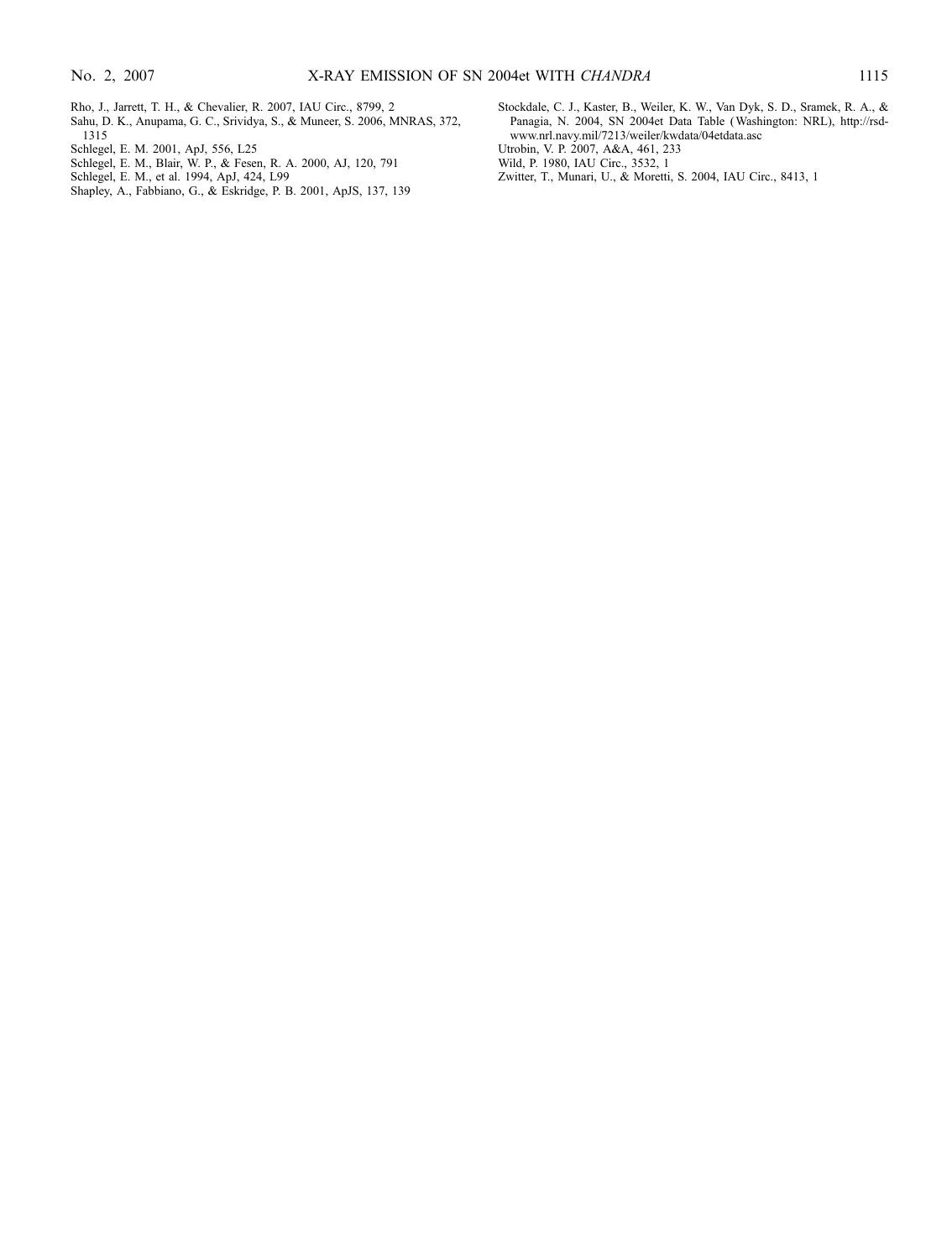Rho, J., Jarrett, T. H., & Chevalier, R. 2007, IAU Circ., 8799, 2

Sahu, D. K., Anupama, G. C., Srividya, S., & Muneer, S. 2006, MNRAS, 372, 1315

Schlegel, E. M. 2001, ApJ, 556, L25

Schlegel, E. M., Blair, W. P., & Fesen, R. A. 2000, AJ, 120, 791

Schlegel, E. M., et al. 1994, ApJ, 424, L99

Shapley, A., Fabbiano, G., & Eskridge, P. B. 2001, ApJS, 137, 139

Stockdale, C. J., Kaster, B., Weiler, K. W., Van Dyk, S. D., Sramek, R. A., & Panagia, N. 2004, SN 2004et Data Table (Washington: NRL), http://rsd-www.nrl.navy.mil/7213/weiler/kwdata/04etdata.asc

Utrobin, V. P. 2007, A&A, 461, 233

Wild, P. 1980, IAU Circ., 3532, 1

Zwitter, T., Munari, U., & Moretti, S. 2004, IAU Circ., 8413, 1